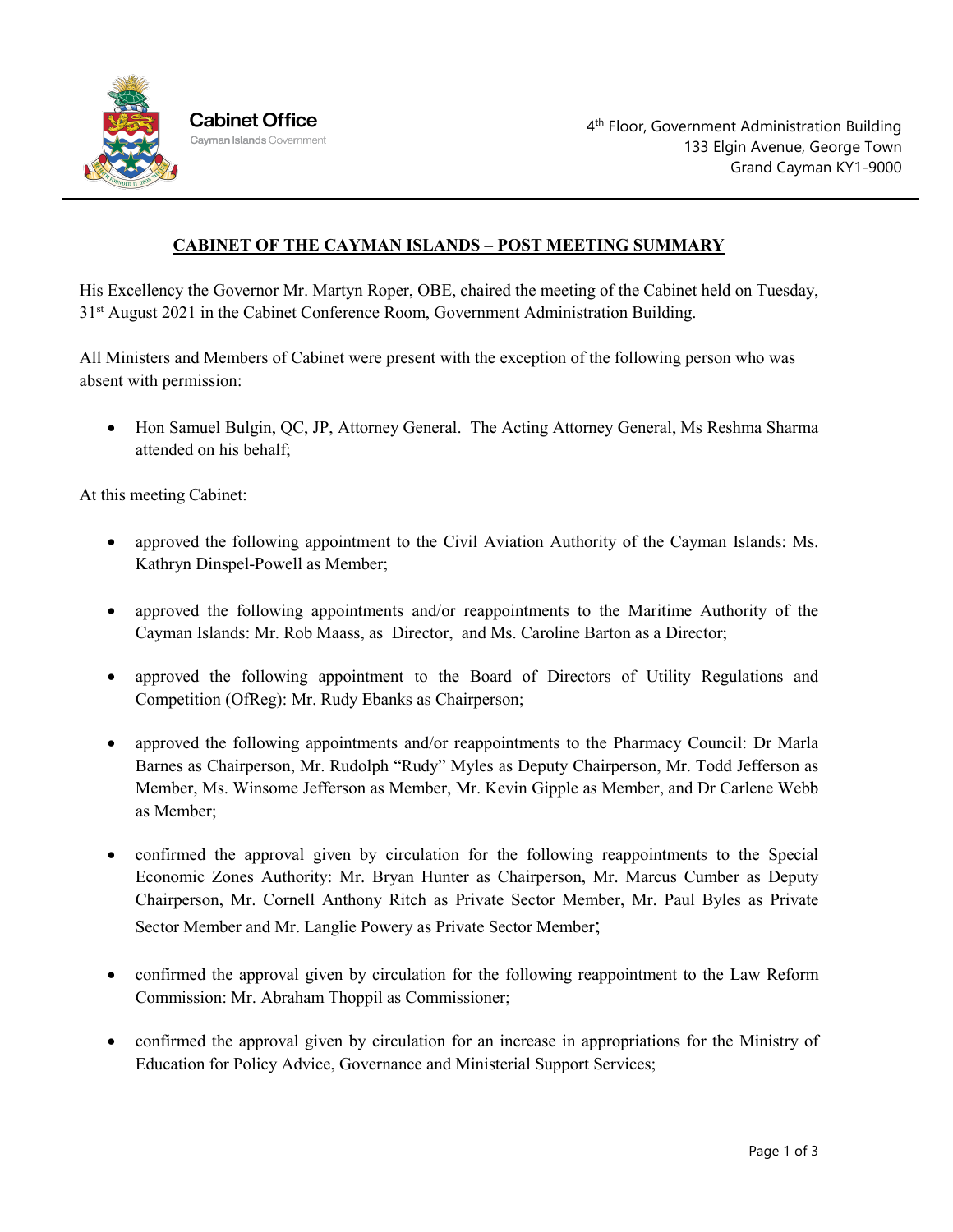Cabinet Office
Cayman Islands Government

4th Floor, Government Administration Building
133 Elgin Avenue, George Town
Grand Cayman KY1-9000

## CABINET OF THE CAYMAN ISLANDS – POST MEETING SUMMARY

His Excellency the Governor Mr. Martyn Roper, OBE, chaired the meeting of the Cabinet held on Tuesday, 31st August 2021 in the Cabinet Conference Room, Government Administration Building.

All Ministers and Members of Cabinet were present with the exception of the following person who was absent with permission:

- Hon Samuel Bulgin, QC, JP, Attorney General. The Acting Attorney General, Ms Reshma Sharma attended on his behalf;

At this meeting Cabinet:

- approved the following appointment to the Civil Aviation Authority of the Cayman Islands: Ms. Kathryn Dinspel-Powell as Member;
- approved the following appointments and/or reappointments to the Maritime Authority of the Cayman Islands: Mr. Rob Maass, as Director, and Ms. Caroline Barton as a Director;
- approved the following appointment to the Board of Directors of Utility Regulations and Competition (OfReg): Mr. Rudy Ebanks as Chairperson;
- approved the following appointments and/or reappointments to the Pharmacy Council: Dr Marla Barnes as Chairperson, Mr. Rudolph "Rudy" Myles as Deputy Chairperson, Mr. Todd Jefferson as Member, Ms. Winsome Jefferson as Member, Mr. Kevin Gipple as Member, and Dr Carlene Webb as Member;
- confirmed the approval given by circulation for the following reappointments to the Special Economic Zones Authority: Mr. Bryan Hunter as Chairperson, Mr. Marcus Cumber as Deputy Chairperson, Mr. Cornell Anthony Ritch as Private Sector Member, Mr. Paul Byles as Private Sector Member and Mr. Langlie Powery as Private Sector Member;
- confirmed the approval given by circulation for the following reappointment to the Law Reform Commission: Mr. Abraham Thoppil as Commissioner;
- confirmed the approval given by circulation for an increase in appropriations for the Ministry of Education for Policy Advice, Governance and Ministerial Support Services;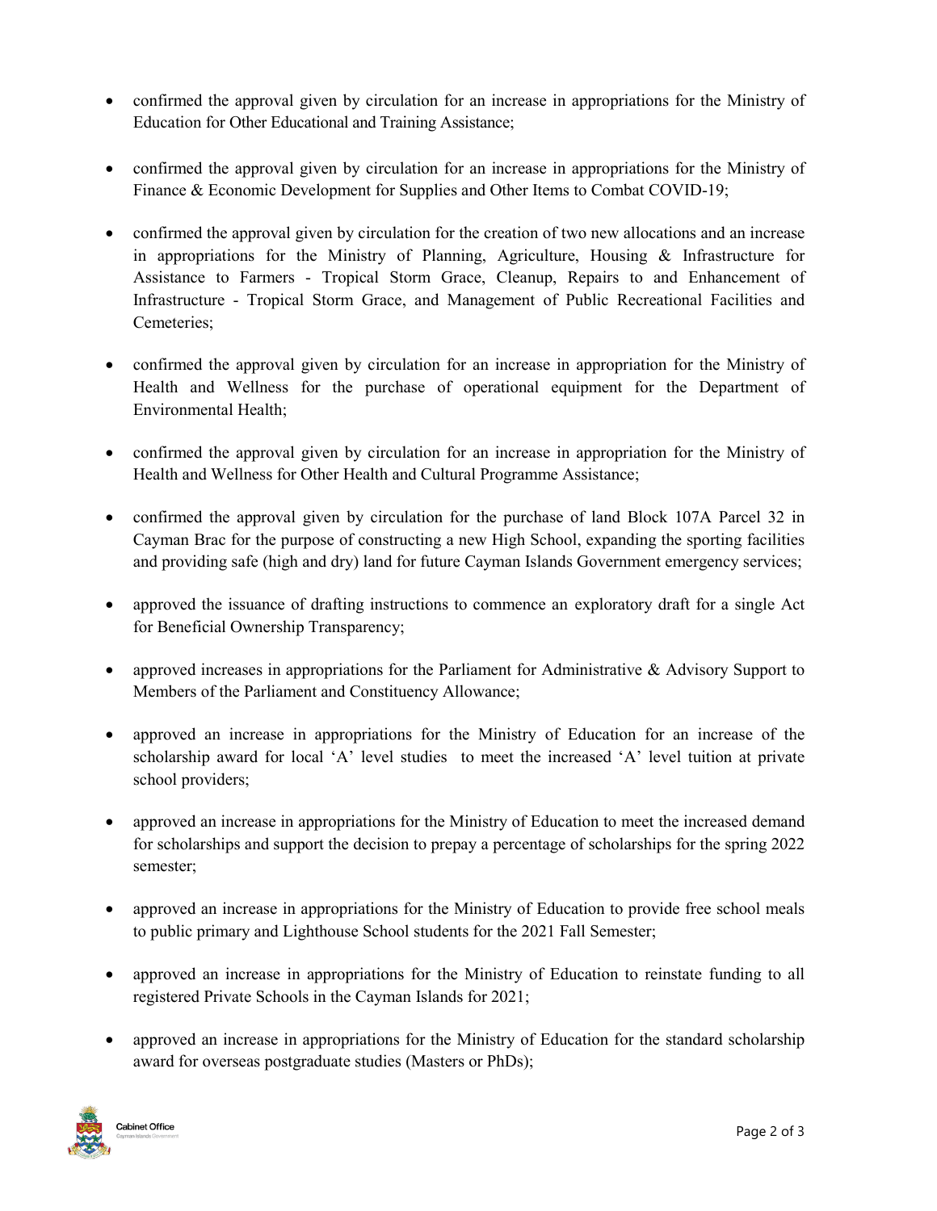- confirmed the approval given by circulation for an increase in appropriations for the Ministry of Education for Other Educational and Training Assistance;

- confirmed the approval given by circulation for an increase in appropriations for the Ministry of Finance & Economic Development for Supplies and Other Items to Combat COVID-19;

- confirmed the approval given by circulation for the creation of two new allocations and an increase in appropriations for the Ministry of Planning, Agriculture, Housing & Infrastructure for Assistance to Farmers - Tropical Storm Grace, Cleanup, Repairs to and Enhancement of Infrastructure - Tropical Storm Grace, and Management of Public Recreational Facilities and Cemeteries;

- confirmed the approval given by circulation for an increase in appropriation for the Ministry of Health and Wellness for the purchase of operational equipment for the Department of Environmental Health;

- confirmed the approval given by circulation for an increase in appropriation for the Ministry of Health and Wellness for Other Health and Cultural Programme Assistance;

- confirmed the approval given by circulation for the purchase of land Block 107A Parcel 32 in Cayman Brac for the purpose of constructing a new High School, expanding the sporting facilities and providing safe (high and dry) land for future Cayman Islands Government emergency services;

- approved the issuance of drafting instructions to commence an exploratory draft for a single Act for Beneficial Ownership Transparency;

- approved increases in appropriations for the Parliament for Administrative & Advisory Support to Members of the Parliament and Constituency Allowance;

- approved an increase in appropriations for the Ministry of Education for an increase of the scholarship award for local 'A' level studies to meet the increased 'A' level tuition at private school providers;

- approved an increase in appropriations for the Ministry of Education to meet the increased demand for scholarships and support the decision to prepay a percentage of scholarships for the spring 2022 semester;

- approved an increase in appropriations for the Ministry of Education to provide free school meals to public primary and Lighthouse School students for the 2021 Fall Semester;

- approved an increase in appropriations for the Ministry of Education to reinstate funding to all registered Private Schools in the Cayman Islands for 2021;

- approved an increase in appropriations for the Ministry of Education for the standard scholarship award for overseas postgraduate studies (Masters or PhDs);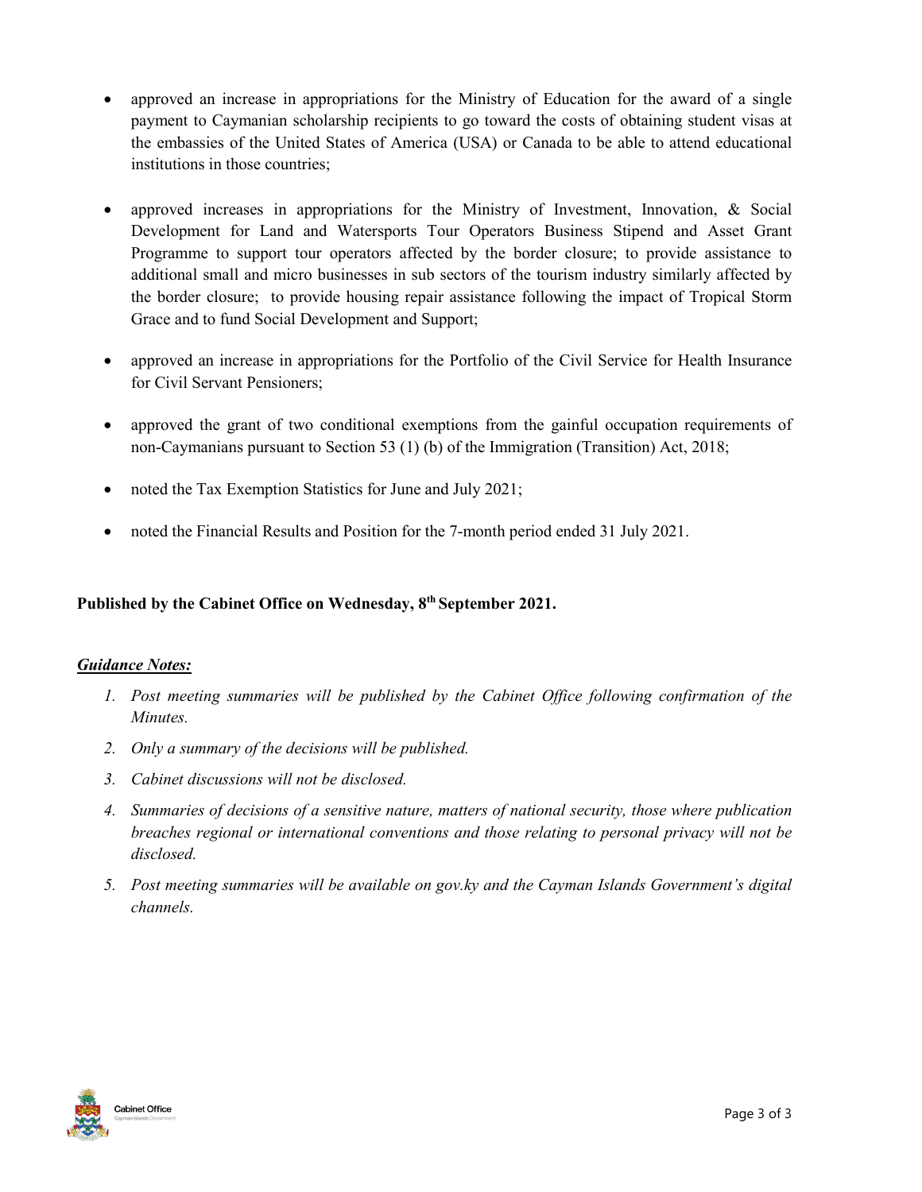- approved an increase in appropriations for the Ministry of Education for the award of a single payment to Caymanian scholarship recipients to go toward the costs of obtaining student visas at the embassies of the United States of America (USA) or Canada to be able to attend educational institutions in those countries;

- approved increases in appropriations for the Ministry of Investment, Innovation, & Social Development for Land and Watersports Tour Operators Business Stipend and Asset Grant Programme to support tour operators affected by the border closure; to provide assistance to additional small and micro businesses in sub sectors of the tourism industry similarly affected by the border closure; to provide housing repair assistance following the impact of Tropical Storm Grace and to fund Social Development and Support;

- approved an increase in appropriations for the Portfolio of the Civil Service for Health Insurance for Civil Servant Pensioners;

- approved the grant of two conditional exemptions from the gainful occupation requirements of non-Caymanians pursuant to Section 53 (1) (b) of the Immigration (Transition) Act, 2018;

- noted the Tax Exemption Statistics for June and July 2021;

- noted the Financial Results and Position for the 7-month period ended 31 July 2021.

**Published by the Cabinet Office on Wednesday, 8th September 2021.**

***Guidance Notes:***

1. *Post meeting summaries will be published by the Cabinet Office following confirmation of the Minutes.*
2. *Only a summary of the decisions will be published.*
3. *Cabinet discussions will not be disclosed.*
4. *Summaries of decisions of a sensitive nature, matters of national security, those where publication breaches regional or international conventions and those relating to personal privacy will not be disclosed.*
5. *Post meeting summaries will be available on gov.ky and the Cayman Islands Government's digital channels.*